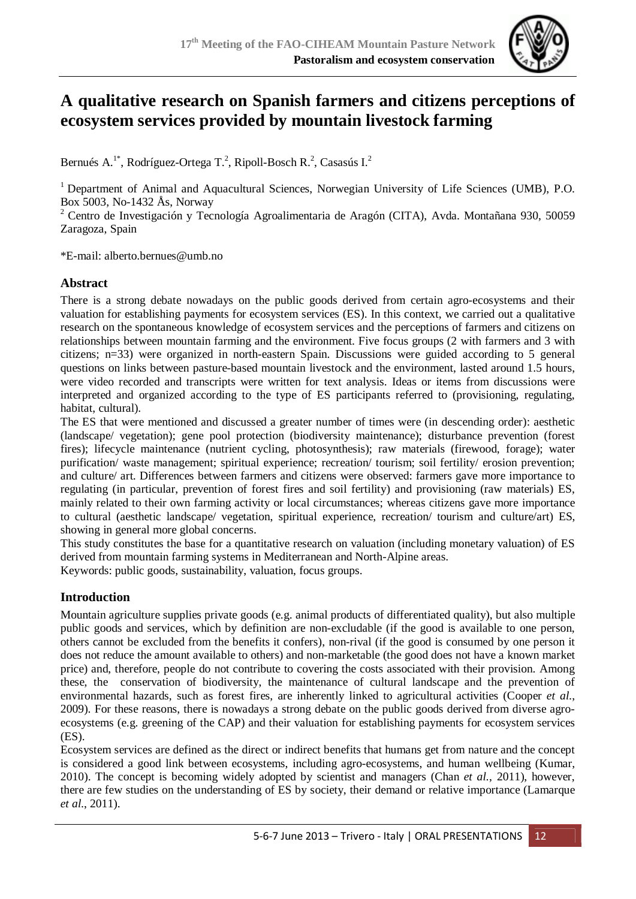# A qualitative research on Spanish farmers and citizens perceptions of ecosystem services provided by mountain livestock farming

Bernués A.[1*], Rodríguez-Ortega T.[2], Ripoll-Bosch R.[2], Casasús I.[2]

[1] Department of Animal and Aquacultural Sciences, Norwegian University of Life Sciences (UMB), P.O. Box 5003, No-1432 Ås, Norway

[2] Centro de Investigación y Tecnología Agroalimentaria de Aragón (CITA), Avda. Montañana 930, 50059 Zaragoza, Spain

*E-mail: alberto.bernues@umb.no

## Abstract

There is a strong debate nowadays on the public goods derived from certain agro-ecosystems and their valuation for establishing payments for ecosystem services (ES). In this context, we carried out a qualitative research on the spontaneous knowledge of ecosystem services and the perceptions of farmers and citizens on relationships between mountain farming and the environment. Five focus groups (2 with farmers and 3 with citizens; n=33) were organized in north-eastern Spain. Discussions were guided according to 5 general questions on links between pasture-based mountain livestock and the environment, lasted around 1.5 hours, were video recorded and transcripts were written for text analysis. Ideas or items from discussions were interpreted and organized according to the type of ES participants referred to (provisioning, regulating, habitat, cultural).

The ES that were mentioned and discussed a greater number of times were (in descending order): aesthetic (landscape/ vegetation); gene pool protection (biodiversity maintenance); disturbance prevention (forest fires); lifecycle maintenance (nutrient cycling, photosynthesis); raw materials (firewood, forage); water purification/ waste management; spiritual experience; recreation/ tourism; soil fertility/ erosion prevention; and culture/ art. Differences between farmers and citizens were observed: farmers gave more importance to regulating (in particular, prevention of forest fires and soil fertility) and provisioning (raw materials) ES, mainly related to their own farming activity or local circumstances; whereas citizens gave more importance to cultural (aesthetic landscape/ vegetation, spiritual experience, recreation/ tourism and culture/art) ES, showing in general more global concerns.

This study constitutes the base for a quantitative research on valuation (including monetary valuation) of ES derived from mountain farming systems in Mediterranean and North-Alpine areas.

Keywords: public goods, sustainability, valuation, focus groups.

## Introduction

Mountain agriculture supplies private goods (e.g. animal products of differentiated quality), but also multiple public goods and services, which by definition are non-excludable (if the good is available to one person, others cannot be excluded from the benefits it confers), non-rival (if the good is consumed by one person it does not reduce the amount available to others) and non-marketable (the good does not have a known market price) and, therefore, people do not contribute to covering the costs associated with their provision. Among these, the conservation of biodiversity, the maintenance of cultural landscape and the prevention of environmental hazards, such as forest fires, are inherently linked to agricultural activities (Cooper *et al.*, 2009). For these reasons, there is nowadays a strong debate on the public goods derived from diverse agro-ecosystems (e.g. greening of the CAP) and their valuation for establishing payments for ecosystem services (ES).

Ecosystem services are defined as the direct or indirect benefits that humans get from nature and the concept is considered a good link between ecosystems, including agro-ecosystems, and human wellbeing (Kumar, 2010). The concept is becoming widely adopted by scientist and managers (Chan *et al.*, 2011), however, there are few studies on the understanding of ES by society, their demand or relative importance (Lamarque *et al.*, 2011).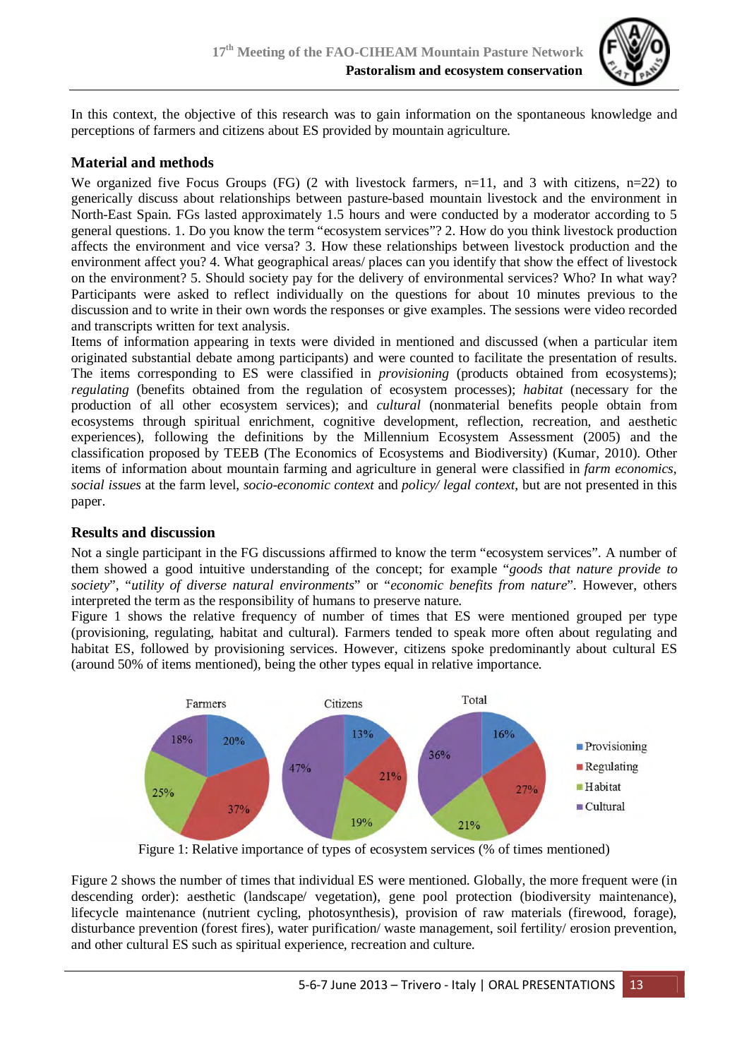In this context, the objective of this research was to gain information on the spontaneous knowledge and perceptions of farmers and citizens about ES provided by mountain agriculture.

## Material and methods

We organized five Focus Groups (FG) (2 with livestock farmers, n=11, and 3 with citizens, n=22) to generically discuss about relationships between pasture-based mountain livestock and the environment in North-East Spain. FGs lasted approximately 1.5 hours and were conducted by a moderator according to 5 general questions. 1. Do you know the term "ecosystem services"? 2. How do you think livestock production affects the environment and vice versa? 3. How these relationships between livestock production and the environment affect you? 4. What geographical areas/ places can you identify that show the effect of livestock on the environment? 5. Should society pay for the delivery of environmental services? Who? In what way? Participants were asked to reflect individually on the questions for about 10 minutes previous to the discussion and to write in their own words the responses or give examples. The sessions were video recorded and transcripts written for text analysis.

Items of information appearing in texts were divided in mentioned and discussed (when a particular item originated substantial debate among participants) and were counted to facilitate the presentation of results. The items corresponding to ES were classified in *provisioning* (products obtained from ecosystems); *regulating* (benefits obtained from the regulation of ecosystem processes); *habitat* (necessary for the production of all other ecosystem services); and *cultural* (nonmaterial benefits people obtain from ecosystems through spiritual enrichment, cognitive development, reflection, recreation, and aesthetic experiences), following the definitions by the Millennium Ecosystem Assessment (2005) and the classification proposed by TEEB (The Economics of Ecosystems and Biodiversity) (Kumar, 2010). Other items of information about mountain farming and agriculture in general were classified in *farm economics*, *social issues* at the farm level, *socio-economic context* and *policy/ legal context*, but are not presented in this paper.

## Results and discussion

Not a single participant in the FG discussions affirmed to know the term "ecosystem services". A number of them showed a good intuitive understanding of the concept; for example "*goods that nature provide to society*", "*utility of diverse natural environments*" or "*economic benefits from nature*". However, others interpreted the term as the responsibility of humans to preserve nature.

Figure 1 shows the relative frequency of number of times that ES were mentioned grouped per type (provisioning, regulating, habitat and cultural). Farmers tended to speak more often about regulating and habitat ES, followed by provisioning services. However, citizens spoke predominantly about cultural ES (around 50% of items mentioned), being the other types equal in relative importance.

| | Farmers | Citizens | Total |
|---|---|---|---|
| Provisioning | 20% | 13% | 16% |
| Regulating | 37% | 21% | 27% |
| Habitat | 25% | 19% | 21% |
| Cultural | 18% | 47% | 36% |

Figure 1: Relative importance of types of ecosystem services (% of times mentioned)

Figure 2 shows the number of times that individual ES were mentioned. Globally, the more frequent were (in descending order): aesthetic (landscape/ vegetation), gene pool protection (biodiversity maintenance), lifecycle maintenance (nutrient cycling, photosynthesis), provision of raw materials (firewood, forage), disturbance prevention (forest fires), water purification/ waste management, soil fertility/ erosion prevention, and other cultural ES such as spiritual experience, recreation and culture.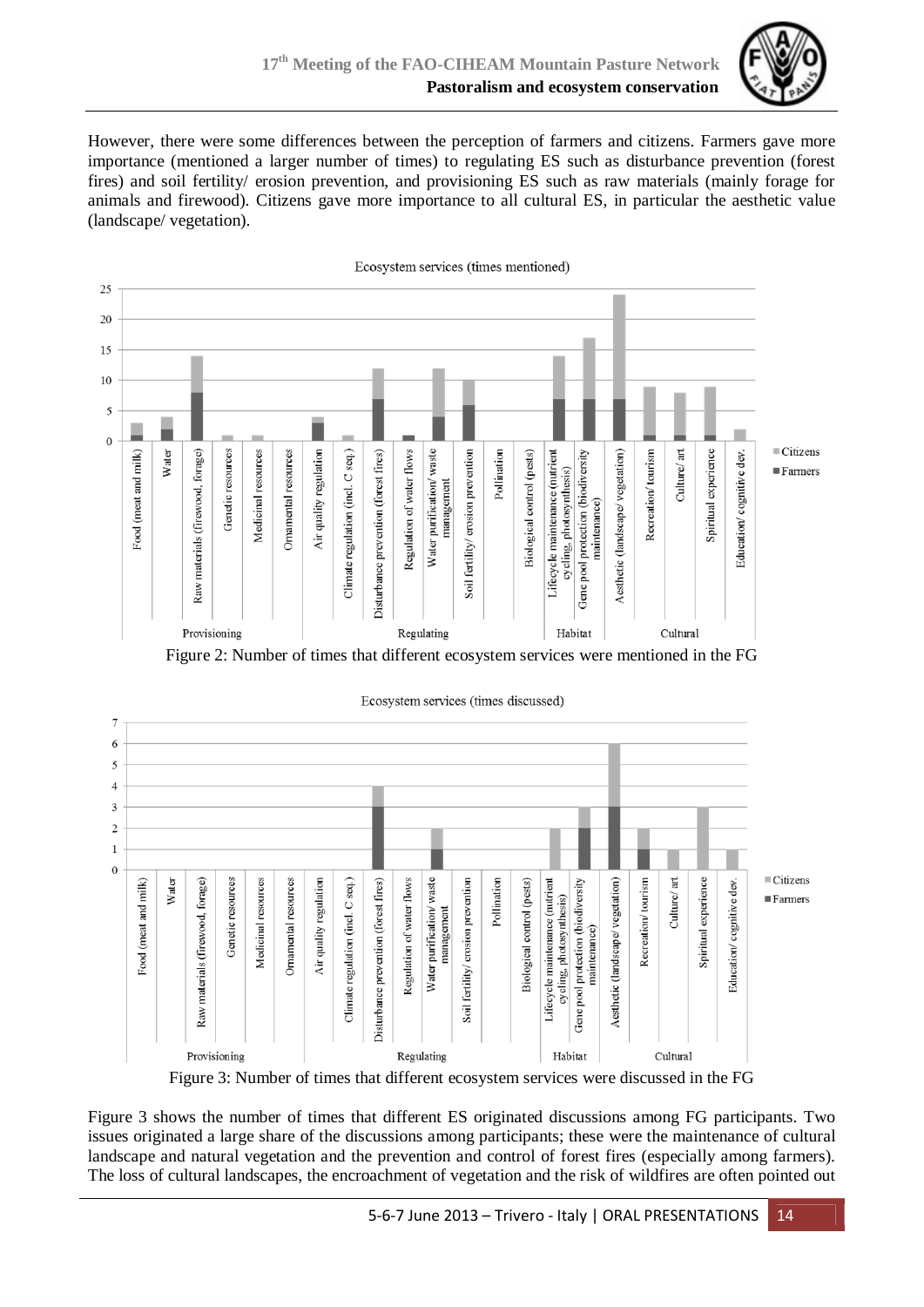However, there were some differences between the perception of farmers and citizens. Farmers gave more importance (mentioned a larger number of times) to regulating ES such as disturbance prevention (forest fires) and soil fertility/ erosion prevention, and provisioning ES such as raw materials (mainly forage for animals and firewood). Citizens gave more importance to all cultural ES, in particular the aesthetic value (landscape/ vegetation).

Figure 2: Number of times that different ecosystem services were mentioned in the FG

Figure 3: Number of times that different ecosystem services were discussed in the FG

Figure 3 shows the number of times that different ES originated discussions among FG participants. Two issues originated a large share of the discussions among participants; these were the maintenance of cultural landscape and natural vegetation and the prevention and control of forest fires (especially among farmers). The loss of cultural landscapes, the encroachment of vegetation and the risk of wildfires are often pointed out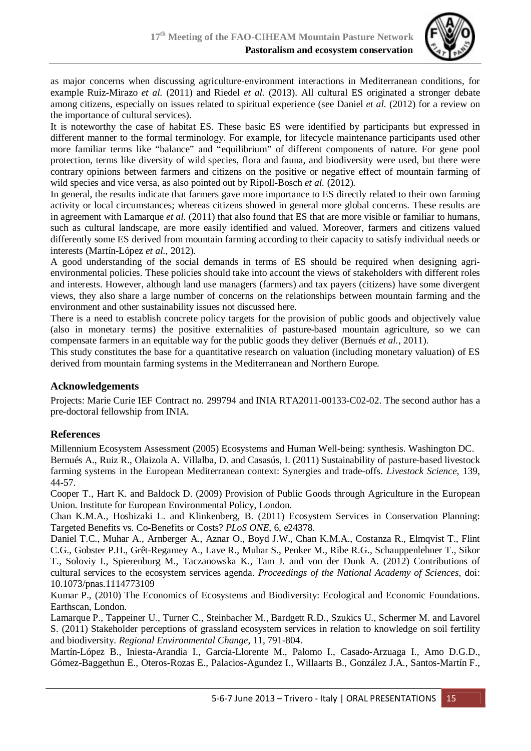as major concerns when discussing agriculture-environment interactions in Mediterranean conditions, for example Ruiz-Mirazo *et al.* (2011) and Riedel *et al.* (2013). All cultural ES originated a stronger debate among citizens, especially on issues related to spiritual experience (see Daniel *et al.* (2012) for a review on the importance of cultural services).

It is noteworthy the case of habitat ES. These basic ES were identified by participants but expressed in different manner to the formal terminology. For example, for lifecycle maintenance participants used other more familiar terms like "balance" and "equilibrium" of different components of nature. For gene pool protection, terms like diversity of wild species, flora and fauna, and biodiversity were used, but there were contrary opinions between farmers and citizens on the positive or negative effect of mountain farming of wild species and vice versa, as also pointed out by Ripoll-Bosch *et al.* (2012).

In general, the results indicate that farmers gave more importance to ES directly related to their own farming activity or local circumstances; whereas citizens showed in general more global concerns. These results are in agreement with Lamarque *et al.* (2011) that also found that ES that are more visible or familiar to humans, such as cultural landscape, are more easily identified and valued. Moreover, farmers and citizens valued differently some ES derived from mountain farming according to their capacity to satisfy individual needs or interests (Martín-López *et al.*, 2012).

A good understanding of the social demands in terms of ES should be required when designing agri-environmental policies. These policies should take into account the views of stakeholders with different roles and interests. However, although land use managers (farmers) and tax payers (citizens) have some divergent views, they also share a large number of concerns on the relationships between mountain farming and the environment and other sustainability issues not discussed here.

There is a need to establish concrete policy targets for the provision of public goods and objectively value (also in monetary terms) the positive externalities of pasture-based mountain agriculture, so we can compensate farmers in an equitable way for the public goods they deliver (Bernués *et al.*, 2011).

This study constitutes the base for a quantitative research on valuation (including monetary valuation) of ES derived from mountain farming systems in the Mediterranean and Northern Europe.

## Acknowledgements

Projects: Marie Curie IEF Contract no. 299794 and INIA RTA2011-00133-C02-02. The second author has a pre-doctoral fellowship from INIA.

## References

Millennium Ecosystem Assessment (2005) Ecosystems and Human Well-being: synthesis. Washington DC.

Bernués A., Ruiz R., Olaizola A. Villalba, D. and Casasús, I. (2011) Sustainability of pasture-based livestock farming systems in the European Mediterranean context: Synergies and trade-offs. *Livestock Science*, 139, 44-57.

Cooper T., Hart K. and Baldock D. (2009) Provision of Public Goods through Agriculture in the European Union. Institute for European Environmental Policy, London.

Chan K.M.A., Hoshizaki L. and Klinkenberg, B. (2011) Ecosystem Services in Conservation Planning: Targeted Benefits vs. Co-Benefits or Costs? *PLoS ONE*, 6, e24378.

Daniel T.C., Muhar A., Arnberger A., Aznar O., Boyd J.W., Chan K.M.A., Costanza R., Elmqvist T., Flint C.G., Gobster P.H., Grêt-Regamey A., Lave R., Muhar S., Penker M., Ribe R.G., Schauppenlehner T., Sikor T., Soloviy I., Spierenburg M., Taczanowska K., Tam J. and von der Dunk A. (2012) Contributions of cultural services to the ecosystem services agenda. *Proceedings of the National Academy of Sciences*, doi: 10.1073/pnas.1114773109

Kumar P., (2010) The Economics of Ecosystems and Biodiversity: Ecological and Economic Foundations. Earthscan, London.

Lamarque P., Tappeiner U., Turner C., Steinbacher M., Bardgett R.D., Szukics U., Schermer M. and Lavorel S. (2011) Stakeholder perceptions of grassland ecosystem services in relation to knowledge on soil fertility and biodiversity. *Regional Environmental Change*, 11, 791-804.

Martín-López B., Iniesta-Arandia I., García-Llorente M., Palomo I., Casado-Arzuaga I., Amo D.G.D., Gómez-Baggethun E., Oteros-Rozas E., Palacios-Agundez I., Willaarts B., González J.A., Santos-Martín F.,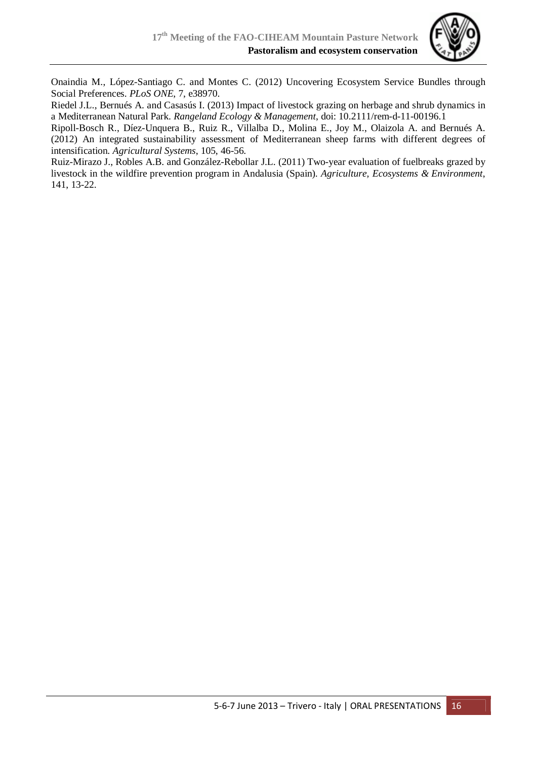Onaindia M., López-Santiago C. and Montes C. (2012) Uncovering Ecosystem Service Bundles through Social Preferences. *PLoS ONE*, 7, e38970.

Riedel J.L., Bernués A. and Casasús I. (2013) Impact of livestock grazing on herbage and shrub dynamics in a Mediterranean Natural Park. *Rangeland Ecology & Management*, doi: 10.2111/rem-d-11-00196.1

Ripoll-Bosch R., Díez-Unquera B., Ruiz R., Villalba D., Molina E., Joy M., Olaizola A. and Bernués A. (2012) An integrated sustainability assessment of Mediterranean sheep farms with different degrees of intensification. *Agricultural Systems*, 105, 46-56.

Ruiz-Mirazo J., Robles A.B. and González-Rebollar J.L. (2011) Two-year evaluation of fuelbreaks grazed by livestock in the wildfire prevention program in Andalusia (Spain). *Agriculture, Ecosystems & Environment*, 141, 13-22.